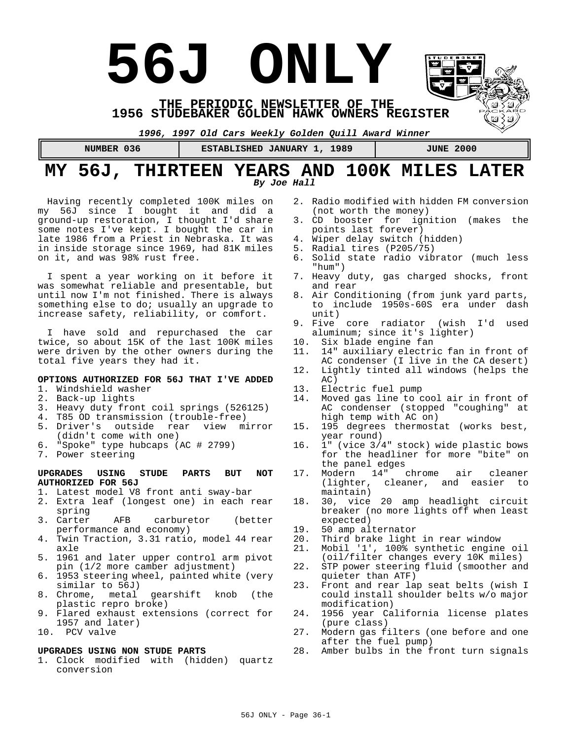# 56J ONLY

**THE PERIODIC NEWSLETTER OF THE**
**1956 STUDEBAKER GOLDEN HAWK OWNERS REGISTER**

***1996, 1997 Old Cars Weekly Golden Quill Award Winner***

| NUMBER 036 | ESTABLISHED JANUARY 1, 1989 | JUNE 2000 |
|---|---|---|

## MY 56J, THIRTEEN YEARS AND 100K MILES LATER

***By Joe Hall***

Having recently completed 100K miles on my 56J since I bought it and did a ground-up restoration, I thought I'd share some notes I've kept. I bought the car in late 1986 from a Priest in Nebraska. It was in inside storage since 1969, had 81K miles on it, and was 98% rust free.

I spent a year working on it before it was somewhat reliable and presentable, but until now I'm not finished. There is always something else to do; usually an upgrade to increase safety, reliability, or comfort.

I have sold and repurchased the car twice, so about 15K of the last 100K miles were driven by the other owners during the total five years they had it.

**OPTIONS AUTHORIZED FOR 56J THAT I'VE ADDED**

1. Windshield washer
2. Back-up lights
3. Heavy duty front coil springs (526125)
4. T85 OD transmission (trouble-free)
5. Driver's outside rear view mirror (didn't come with one)
6. "Spoke" type hubcaps (AC # 2799)
7. Power steering

**UPGRADES USING STUDE PARTS BUT NOT AUTHORIZED FOR 56J**

1. Latest model V8 front anti sway-bar
2. Extra leaf (longest one) in each rear spring
3. Carter AFB carburetor (better performance and economy)
4. Twin Traction, 3.31 ratio, model 44 rear axle
5. 1961 and later upper control arm pivot pin (1/2 more camber adjustment)
6. 1953 steering wheel, painted white (very similar to 56J)
8. Chrome, metal gearshift knob (the plastic repro broke)
9. Flared exhaust extensions (correct for 1957 and later)
10. PCV valve

**UPGRADES USING NON STUDE PARTS**

1. Clock modified with (hidden) quartz conversion
2. Radio modified with hidden FM conversion (not worth the money)
3. CD booster for ignition (makes the points last forever)
4. Wiper delay switch (hidden)
5. Radial tires (P205/75)
6. Solid state radio vibrator (much less "hum")
7. Heavy duty, gas charged shocks, front and rear
8. Air Conditioning (from junk yard parts, to include 1950s-60S era under dash unit)
9. Five core radiator (wish I'd used aluminum; since it's lighter)
10. Six blade engine fan
11. 14" auxiliary electric fan in front of AC condenser (I live in the CA desert)
12. Lightly tinted all windows (helps the AC)
13. Electric fuel pump
14. Moved gas line to cool air in front of AC condenser (stopped "coughing" at high temp with AC on)
15. 195 degrees thermostat (works best, year round)
16. 1" (vice 3/4" stock) wide plastic bows for the headliner for more "bite" on the panel edges
17. Modern 14" chrome air cleaner (lighter, cleaner, and easier to maintain)
18. 30, vice 20 amp headlight circuit breaker (no more lights off when least expected)
19. 50 amp alternator
20. Third brake light in rear window
21. Mobil '1', 100% synthetic engine oil (oil/filter changes every 10K miles)
22. STP power steering fluid (smoother and quieter than ATF)
23. Front and rear lap seat belts (wish I could install shoulder belts w/o major modification)
24. 1956 year California license plates (pure class)
27. Modern gas filters (one before and one after the fuel pump)
28. Amber bulbs in the front turn signals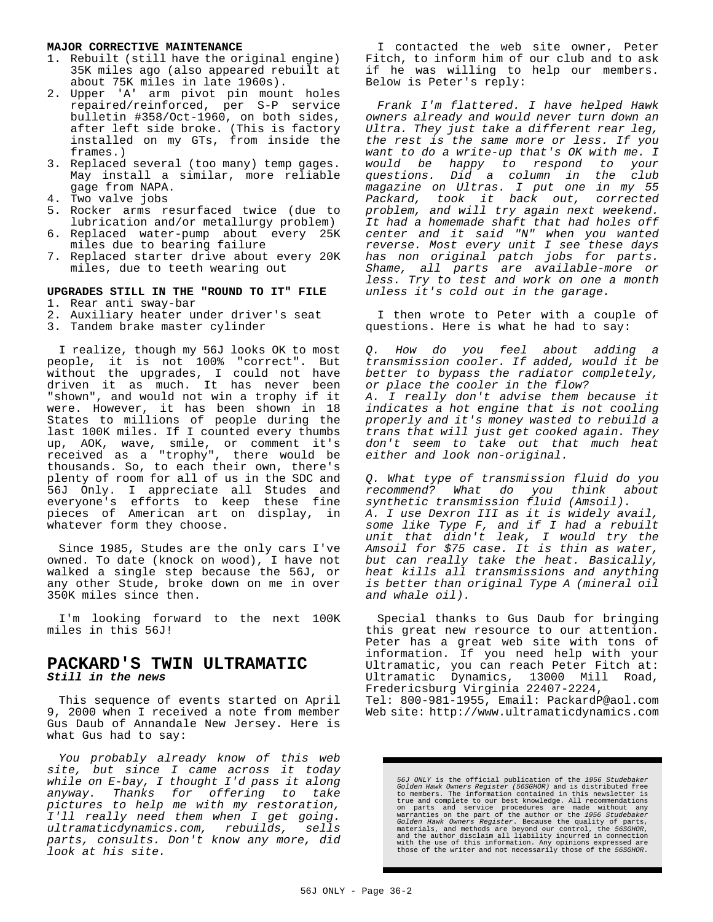**MAJOR CORRECTIVE MAINTENANCE**

1. Rebuilt (still have the original engine) 35K miles ago (also appeared rebuilt at about 75K miles in late 1960s).
2. Upper 'A' arm pivot pin mount holes repaired/reinforced, per S-P service bulletin #358/Oct-1960, on both sides, after left side broke. (This is factory installed on my GTs, from inside the frames.)
3. Replaced several (too many) temp gages. May install a similar, more reliable gage from NAPA.
4. Two valve jobs
5. Rocker arms resurfaced twice (due to lubrication and/or metallurgy problem)
6. Replaced water-pump about every 25K miles due to bearing failure
7. Replaced starter drive about every 20K miles, due to teeth wearing out

**UPGRADES STILL IN THE "ROUND TO IT" FILE**

1. Rear anti sway-bar
2. Auxiliary heater under driver's seat
3. Tandem brake master cylinder

I realize, though my 56J looks OK to most people, it is not 100% "correct". But without the upgrades, I could not have driven it as much. It has never been "shown", and would not win a trophy if it were. However, it has been shown in 18 States to millions of people during the last 100K miles. If I counted every thumbs up, AOK, wave, smile, or comment it's received as a "trophy", there would be thousands. So, to each their own, there's plenty of room for all of us in the SDC and 56J Only. I appreciate all Studes and everyone's efforts to keep these fine pieces of American art on display, in whatever form they choose.

Since 1985, Studes are the only cars I've owned. To date (knock on wood), I have not walked a single step because the 56J, or any other Stude, broke down on me in over 350K miles since then.

I'm looking forward to the next 100K miles in this 56J!

## PACKARD'S TWIN ULTRAMATIC

***Still in the news***

This sequence of events started on April 9, 2000 when I received a note from member Gus Daub of Annandale New Jersey. Here is what Gus had to say:

*You probably already know of this web site, but since I came across it today while on E-bay, I thought I'd pass it along anyway. Thanks for offering to take pictures to help me with my restoration, I'll really need them when I get going. ultramaticdynamics.com, rebuilds, sells parts, consults. Don't know any more, did look at his site.*

I contacted the web site owner, Peter Fitch, to inform him of our club and to ask if he was willing to help our members. Below is Peter's reply:

*Frank I'm flattered. I have helped Hawk owners already and would never turn down an Ultra. They just take a different rear leg, the rest is the same more or less. If you want to do a write-up that's OK with me. I would be happy to respond to your questions. Did a column in the club magazine on Ultras. I put one in my 55 Packard, took it back out, corrected problem, and will try again next weekend. It had a homemade shaft that had holes off center and it said "N" when you wanted reverse. Most every unit I see these days has non original patch jobs for parts. Shame, all parts are available-more or less. Try to test and work on one a month unless it's cold out in the garage.*

I then wrote to Peter with a couple of questions. Here is what he had to say:

*Q. How do you feel about adding a transmission cooler. If added, would it be better to bypass the radiator completely, or place the cooler in the flow?*
*A. I really don't advise them because it indicates a hot engine that is not cooling properly and it's money wasted to rebuild a trans that will just get cooked again. They don't seem to take out that much heat either and look non-original.*

*Q. What type of transmission fluid do you recommend? What do you think about synthetic transmission fluid (Amsoil).*
*A. I use Dexron III as it is widely avail, some like Type F, and if I had a rebuilt unit that didn't leak, I would try the Amsoil for $75 case. It is thin as water, but can really take the heat. Basically, heat kills all transmissions and anything is better than original Type A (mineral oil and whale oil).*

Special thanks to Gus Daub for bringing this great new resource to our attention. Peter has a great web site with tons of information. If you need help with your Ultramatic, you can reach Peter Fitch at: Ultramatic Dynamics, 13000 Mill Road, Fredericsburg Virginia 22407-2224,
Tel: 800-981-1955, Email: PackardP@aol.com
Web site: http://www.ultramaticdynamics.com

*56J ONLY* is the official publication of the *1956 Studebaker Golden Hawk Owners Register (56SGHOR)* and is distributed free to members. The information contained in this newsletter is true and complete to our best knowledge. All recommendations on parts and service procedures are made without any warranties on the part of the author or the *1956 Studebaker Golden Hawk Owners Register*. Because the quality of parts, materials, and methods are beyond our control, the *56SGHOR*, and the author disclaim all liability incurred in connection with the use of this information. Any opinions expressed are those of the writer and not necessarily those of the *56SGHOR*.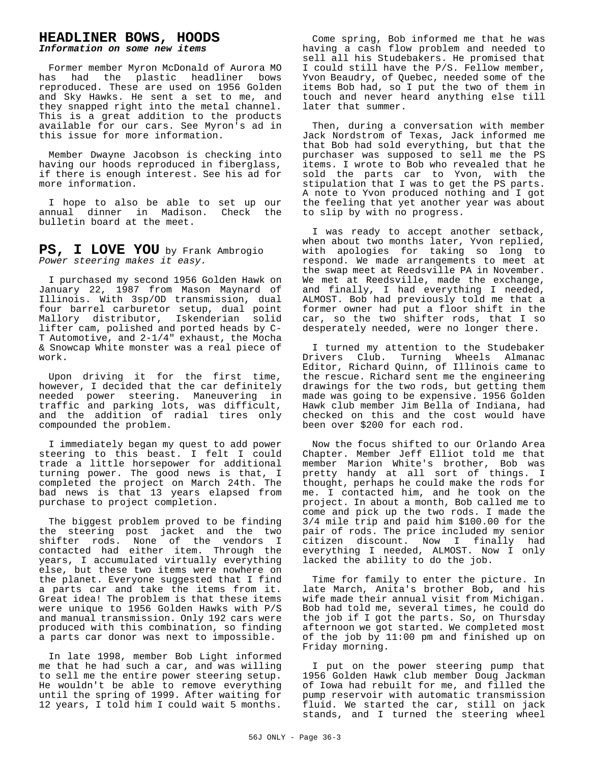## HEADLINER BOWS, HOODS

***Information on some new items***

Former member Myron McDonald of Aurora MO has had the plastic headliner bows reproduced. These are used on 1956 Golden and Sky Hawks. He sent a set to me, and they snapped right into the metal channel. This is a great addition to the products available for our cars. See Myron's ad in this issue for more information.

Member Dwayne Jacobson is checking into having our hoods reproduced in fiberglass, if there is enough interest. See his ad for more information.

I hope to also be able to set up our annual dinner in Madison. Check the bulletin board at the meet.

## PS, I LOVE YOU by Frank Ambrogio

*Power steering makes it easy.*

I purchased my second 1956 Golden Hawk on January 22, 1987 from Mason Maynard of Illinois. With 3sp/OD transmission, dual four barrel carburetor setup, dual point Mallory distributor, Iskenderian solid lifter cam, polished and ported heads by C-T Automotive, and 2-1/4" exhaust, the Mocha & Snowcap White monster was a real piece of work.

Upon driving it for the first time, however, I decided that the car definitely needed power steering. Maneuvering in traffic and parking lots, was difficult, and the addition of radial tires only compounded the problem.

I immediately began my quest to add power steering to this beast. I felt I could trade a little horsepower for additional turning power. The good news is that, I completed the project on March 24th. The bad news is that 13 years elapsed from purchase to project completion.

The biggest problem proved to be finding the steering post jacket and the two shifter rods. None of the vendors I contacted had either item. Through the years, I accumulated virtually everything else, but these two items were nowhere on the planet. Everyone suggested that I find a parts car and take the items from it. Great idea! The problem is that these items were unique to 1956 Golden Hawks with P/S and manual transmission. Only 192 cars were produced with this combination, so finding a parts car donor was next to impossible.

In late 1998, member Bob Light informed me that he had such a car, and was willing to sell me the entire power steering setup. He wouldn't be able to remove everything until the spring of 1999. After waiting for 12 years, I told him I could wait 5 months.

Come spring, Bob informed me that he was having a cash flow problem and needed to sell all his Studebakers. He promised that I could still have the P/S. Fellow member, Yvon Beaudry, of Quebec, needed some of the items Bob had, so I put the two of them in touch and never heard anything else till later that summer.

Then, during a conversation with member Jack Nordstrom of Texas, Jack informed me that Bob had sold everything, but that the purchaser was supposed to sell me the PS items. I wrote to Bob who revealed that he sold the parts car to Yvon, with the stipulation that I was to get the PS parts. A note to Yvon produced nothing and I got the feeling that yet another year was about to slip by with no progress.

I was ready to accept another setback, when about two months later, Yvon replied, with apologies for taking so long to respond. We made arrangements to meet at the swap meet at Reedsville PA in November. We met at Reedsville, made the exchange, and finally, I had everything I needed, ALMOST. Bob had previously told me that a former owner had put a floor shift in the car, so the two shifter rods, that I so desperately needed, were no longer there.

I turned my attention to the Studebaker Drivers Club. Turning Wheels Almanac Editor, Richard Quinn, of Illinois came to the rescue. Richard sent me the engineering drawings for the two rods, but getting them made was going to be expensive. 1956 Golden Hawk club member Jim Bella of Indiana, had checked on this and the cost would have been over $200 for each rod.

Now the focus shifted to our Orlando Area Chapter. Member Jeff Elliot told me that member Marion White's brother, Bob was pretty handy at all sort of things. I thought, perhaps he could make the rods for me. I contacted him, and he took on the project. In about a month, Bob called me to come and pick up the two rods. I made the 3/4 mile trip and paid him $100.00 for the pair of rods. The price included my senior citizen discount. Now I finally had everything I needed, ALMOST. Now I only lacked the ability to do the job.

Time for family to enter the picture. In late March, Anita's brother Bob, and his wife made their annual visit from Michigan. Bob had told me, several times, he could do the job if I got the parts. So, on Thursday afternoon we got started. We completed most of the job by 11:00 pm and finished up on Friday morning.

I put on the power steering pump that 1956 Golden Hawk club member Doug Jackman of Iowa had rebuilt for me, and filled the pump reservoir with automatic transmission fluid. We started the car, still on jack stands, and I turned the steering wheel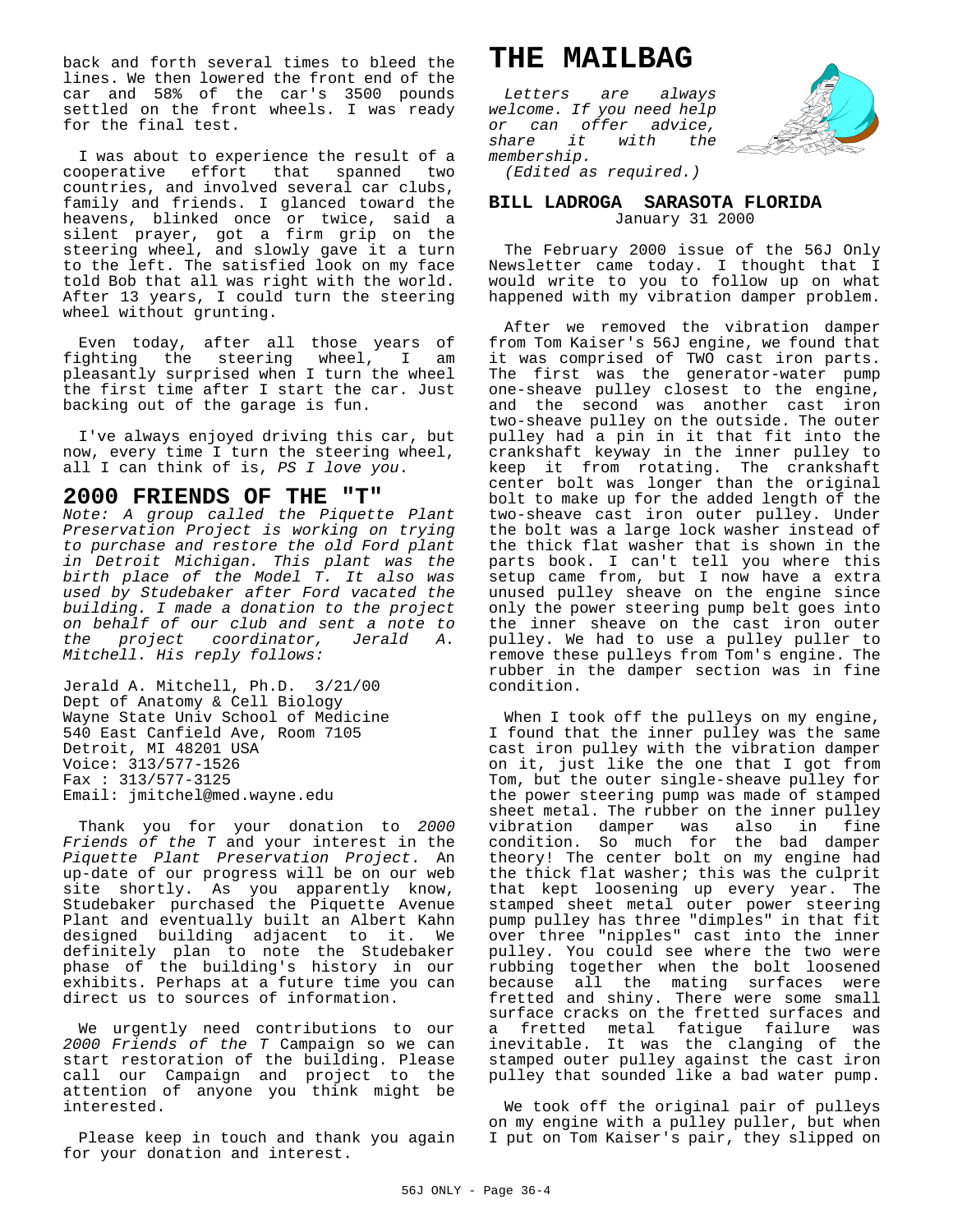back and forth several times to bleed the lines. We then lowered the front end of the car and 58% of the car's 3500 pounds settled on the front wheels. I was ready for the final test.

I was about to experience the result of a cooperative effort that spanned two countries, and involved several car clubs, family and friends. I glanced toward the heavens, blinked once or twice, said a silent prayer, got a firm grip on the steering wheel, and slowly gave it a turn to the left. The satisfied look on my face told Bob that all was right with the world. After 13 years, I could turn the steering wheel without grunting.

Even today, after all those years of fighting the steering wheel, I am pleasantly surprised when I turn the wheel the first time after I start the car. Just backing out of the garage is fun.

I've always enjoyed driving this car, but now, every time I turn the steering wheel, all I can think of is, *PS I love you*.

## 2000 FRIENDS OF THE "T"

*Note: A group called the Piquette Plant Preservation Project is working on trying to purchase and restore the old Ford plant in Detroit Michigan. This plant was the birth place of the Model T. It also was used by Studebaker after Ford vacated the building. I made a donation to the project on behalf of our club and sent a note to the project coordinator, Jerald A. Mitchell. His reply follows:*

Jerald A. Mitchell, Ph.D. 3/21/00
Dept of Anatomy & Cell Biology
Wayne State Univ School of Medicine
540 East Canfield Ave, Room 7105
Detroit, MI 48201 USA
Voice: 313/577-1526
Fax : 313/577-3125
Email: jmitchel@med.wayne.edu

Thank you for your donation to *2000 Friends of the T* and your interest in the *Piquette Plant Preservation Project*. An up-date of our progress will be on our web site shortly. As you apparently know, Studebaker purchased the Piquette Avenue Plant and eventually built an Albert Kahn designed building adjacent to it. We definitely plan to note the Studebaker phase of the building's history in our exhibits. Perhaps at a future time you can direct us to sources of information.

We urgently need contributions to our *2000 Friends of the T* Campaign so we can start restoration of the building. Please call our Campaign and project to the attention of anyone you think might be interested.

Please keep in touch and thank you again for your donation and interest.

# THE MAILBAG

*Letters are always welcome. If you need help or can offer advice, share it with the membership.*
*(Edited as required.)*

### BILL LADROGA SARASOTA FLORIDA
January 31 2000

The February 2000 issue of the 56J Only Newsletter came today. I thought that I would write to you to follow up on what happened with my vibration damper problem.

After we removed the vibration damper from Tom Kaiser's 56J engine, we found that it was comprised of TWO cast iron parts. The first was the generator-water pump one-sheave pulley closest to the engine, and the second was another cast iron two-sheave pulley on the outside. The outer pulley had a pin in it that fit into the crankshaft keyway in the inner pulley to keep it from rotating. The crankshaft center bolt was longer than the original bolt to make up for the added length of the two-sheave cast iron outer pulley. Under the bolt was a large lock washer instead of the thick flat washer that is shown in the parts book. I can't tell you where this setup came from, but I now have a extra unused pulley sheave on the engine since only the power steering pump belt goes into the inner sheave on the cast iron outer pulley. We had to use a pulley puller to remove these pulleys from Tom's engine. The rubber in the damper section was in fine condition.

When I took off the pulleys on my engine, I found that the inner pulley was the same cast iron pulley with the vibration damper on it, just like the one that I got from Tom, but the outer single-sheave pulley for the power steering pump was made of stamped sheet metal. The rubber on the inner pulley vibration damper was also in fine condition. So much for the bad damper theory! The center bolt on my engine had the thick flat washer; this was the culprit that kept loosening up every year. The stamped sheet metal outer power steering pump pulley has three "dimples" in that fit over three "nipples" cast into the inner pulley. You could see where the two were rubbing together when the bolt loosened because all the mating surfaces were fretted and shiny. There were some small surface cracks on the fretted surfaces and a fretted metal fatigue failure was inevitable. It was the clanging of the stamped outer pulley against the cast iron pulley that sounded like a bad water pump.

We took off the original pair of pulleys on my engine with a pulley puller, but when I put on Tom Kaiser's pair, they slipped on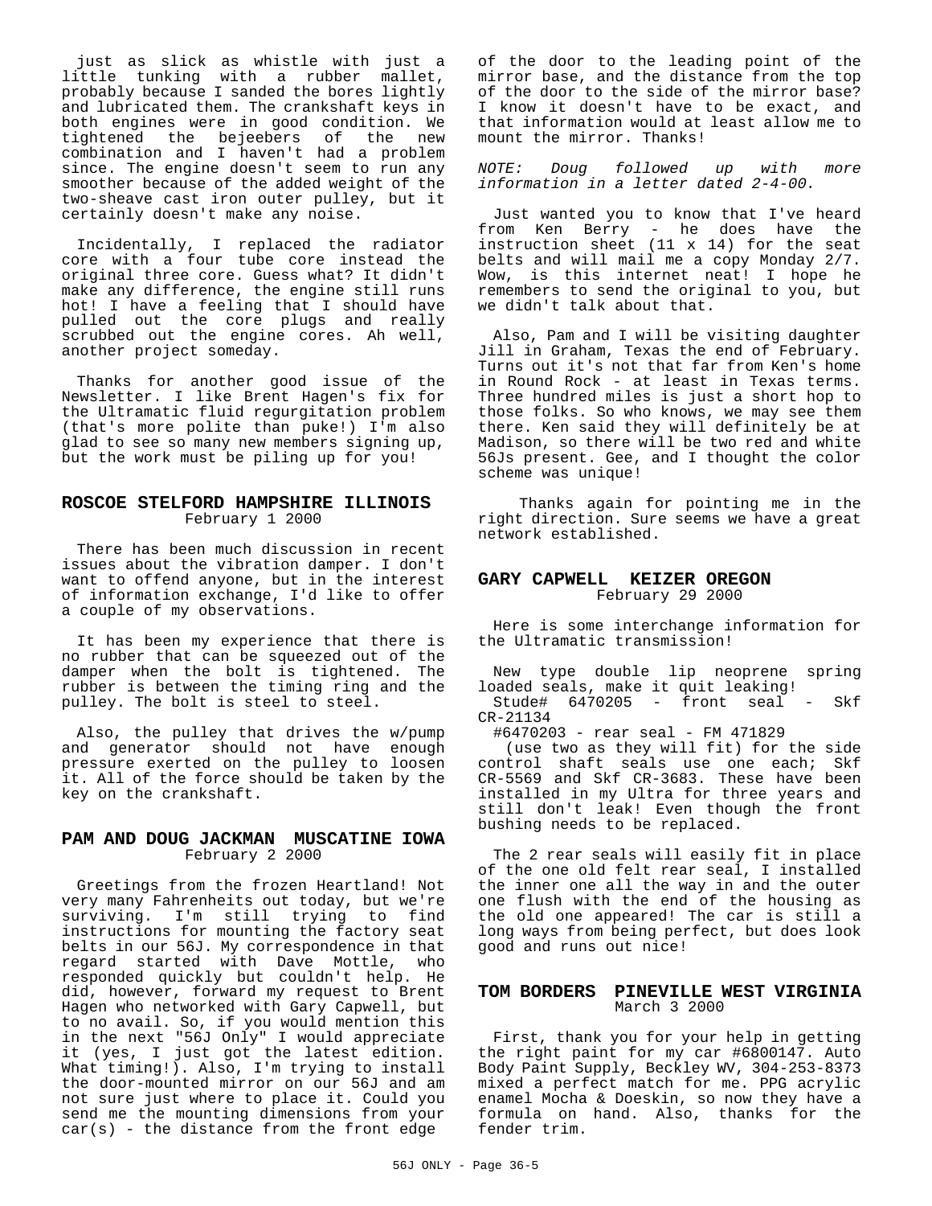just as slick as whistle with just a little tunking with a rubber mallet, probably because I sanded the bores lightly and lubricated them. The crankshaft keys in both engines were in good condition. We tightened the bejeebers of the new combination and I haven't had a problem since. The engine doesn't seem to run any smoother because of the added weight of the two-sheave cast iron outer pulley, but it certainly doesn't make any noise.

Incidentally, I replaced the radiator core with a four tube core instead the original three core. Guess what? It didn't make any difference, the engine still runs hot! I have a feeling that I should have pulled out the core plugs and really scrubbed out the engine cores. Ah well, another project someday.

Thanks for another good issue of the Newsletter. I like Brent Hagen's fix for the Ultramatic fluid regurgitation problem (that's more polite than puke!) I'm also glad to see so many new members signing up, but the work must be piling up for you!

## ROSCOE STELFORD HAMPSHIRE ILLINOIS

February 1 2000

There has been much discussion in recent issues about the vibration damper. I don't want to offend anyone, but in the interest of information exchange, I'd like to offer a couple of my observations.

It has been my experience that there is no rubber that can be squeezed out of the damper when the bolt is tightened. The rubber is between the timing ring and the pulley. The bolt is steel to steel.

Also, the pulley that drives the w/pump and generator should not have enough pressure exerted on the pulley to loosen it. All of the force should be taken by the key on the crankshaft.

## PAM AND DOUG JACKMAN MUSCATINE IOWA

February 2 2000

Greetings from the frozen Heartland! Not very many Fahrenheits out today, but we're surviving. I'm still trying to find instructions for mounting the factory seat belts in our 56J. My correspondence in that regard started with Dave Mottle, who responded quickly but couldn't help. He did, however, forward my request to Brent Hagen who networked with Gary Capwell, but to no avail. So, if you would mention this in the next "56J Only" I would appreciate it (yes, I just got the latest edition. What timing!). Also, I'm trying to install the door-mounted mirror on our 56J and am not sure just where to place it. Could you send me the mounting dimensions from your car(s) - the distance from the front edge of the door to the leading point of the mirror base, and the distance from the top of the door to the side of the mirror base? I know it doesn't have to be exact, and that information would at least allow me to mount the mirror. Thanks!

*NOTE: Doug followed up with more information in a letter dated 2-4-00.*

Just wanted you to know that I've heard from Ken Berry - he does have the instruction sheet (11 x 14) for the seat belts and will mail me a copy Monday 2/7. Wow, is this internet neat! I hope he remembers to send the original to you, but we didn't talk about that.

Also, Pam and I will be visiting daughter Jill in Graham, Texas the end of February. Turns out it's not that far from Ken's home in Round Rock - at least in Texas terms. Three hundred miles is just a short hop to those folks. So who knows, we may see them there. Ken said they will definitely be at Madison, so there will be two red and white 56Js present. Gee, and I thought the color scheme was unique!

Thanks again for pointing me in the right direction. Sure seems we have a great network established.

## GARY CAPWELL KEIZER OREGON

February 29 2000

Here is some interchange information for the Ultramatic transmission!

New type double lip neoprene spring loaded seals, make it quit leaking!
Stude# 6470205 - front seal - Skf CR-21134
#6470203 - rear seal - FM 471829
(use two as they will fit) for the side control shaft seals use one each; Skf CR-5569 and Skf CR-3683. These have been installed in my Ultra for three years and still don't leak! Even though the front bushing needs to be replaced.

The 2 rear seals will easily fit in place of the one old felt rear seal, I installed the inner one all the way in and the outer one flush with the end of the housing as the old one appeared! The car is still a long ways from being perfect, but does look good and runs out nice!

## TOM BORDERS PINEVILLE WEST VIRGINIA

March 3 2000

First, thank you for your help in getting the right paint for my car #6800147. Auto Body Paint Supply, Beckley WV, 304-253-8373 mixed a perfect match for me. PPG acrylic enamel Mocha & Doeskin, so now they have a formula on hand. Also, thanks for the fender trim.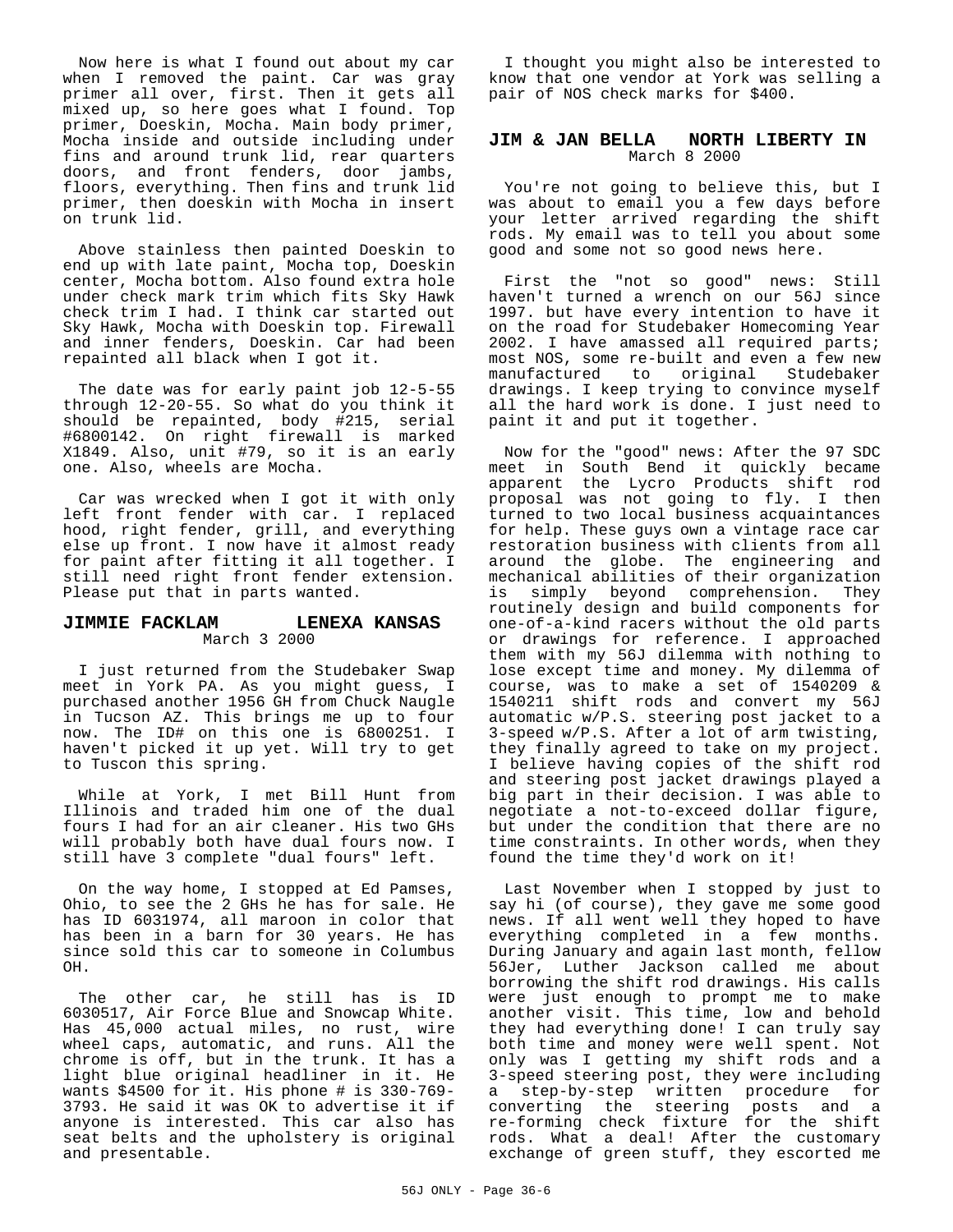Now here is what I found out about my car when I removed the paint. Car was gray primer all over, first. Then it gets all mixed up, so here goes what I found. Top primer, Doeskin, Mocha. Main body primer, Mocha inside and outside including under fins and around trunk lid, rear quarters doors, and front fenders, door jambs, floors, everything. Then fins and trunk lid primer, then doeskin with Mocha in insert on trunk lid.

Above stainless then painted Doeskin to end up with late paint, Mocha top, Doeskin center, Mocha bottom. Also found extra hole under check mark trim which fits Sky Hawk check trim I had. I think car started out Sky Hawk, Mocha with Doeskin top. Firewall and inner fenders, Doeskin. Car had been repainted all black when I got it.

The date was for early paint job 12-5-55 through 12-20-55. So what do you think it should be repainted, body #215, serial #6800142. On right firewall is marked X1849. Also, unit #79, so it is an early one. Also, wheels are Mocha.

Car was wrecked when I got it with only left front fender with car. I replaced hood, right fender, grill, and everything else up front. I now have it almost ready for paint after fitting it all together. I still need right front fender extension. Please put that in parts wanted.

### JIMMIE FACKLAM     LENEXA KANSAS

March 3 2000

I just returned from the Studebaker Swap meet in York PA. As you might guess, I purchased another 1956 GH from Chuck Naugle in Tucson AZ. This brings me up to four now. The ID# on this one is 6800251. I haven't picked it up yet. Will try to get to Tuscon this spring.

While at York, I met Bill Hunt from Illinois and traded him one of the dual fours I had for an air cleaner. His two GHs will probably both have dual fours now. I still have 3 complete "dual fours" left.

On the way home, I stopped at Ed Pamses, Ohio, to see the 2 GHs he has for sale. He has ID 6031974, all maroon in color that has been in a barn for 30 years. He has since sold this car to someone in Columbus OH.

The other car, he still has is ID 6030517, Air Force Blue and Snowcap White. Has 45,000 actual miles, no rust, wire wheel caps, automatic, and runs. All the chrome is off, but in the trunk. It has a light blue original headliner in it. He wants $4500 for it. His phone # is 330-769-3793. He said it was OK to advertise it if anyone is interested. This car also has seat belts and the upholstery is original and presentable.

I thought you might also be interested to know that one vendor at York was selling a pair of NOS check marks for $400.

### JIM & JAN BELLA   NORTH LIBERTY IN

March 8 2000

You're not going to believe this, but I was about to email you a few days before your letter arrived regarding the shift rods. My email was to tell you about some good and some not so good news here.

First the "not so good" news: Still haven't turned a wrench on our 56J since 1997. but have every intention to have it on the road for Studebaker Homecoming Year 2002. I have amassed all required parts; most NOS, some re-built and even a few new manufactured to original Studebaker drawings. I keep trying to convince myself all the hard work is done. I just need to paint it and put it together.

Now for the "good" news: After the 97 SDC meet in South Bend it quickly became apparent the Lycro Products shift rod proposal was not going to fly. I then turned to two local business acquaintances for help. These guys own a vintage race car restoration business with clients from all around the globe. The engineering and mechanical abilities of their organization is simply beyond comprehension. They routinely design and build components for one-of-a-kind racers without the old parts or drawings for reference. I approached them with my 56J dilemma with nothing to lose except time and money. My dilemma of course, was to make a set of 1540209 & 1540211 shift rods and convert my 56J automatic w/P.S. steering post jacket to a 3-speed w/P.S. After a lot of arm twisting, they finally agreed to take on my project. I believe having copies of the shift rod and steering post jacket drawings played a big part in their decision. I was able to negotiate a not-to-exceed dollar figure, but under the condition that there are no time constraints. In other words, when they found the time they'd work on it!

Last November when I stopped by just to say hi (of course), they gave me some good news. If all went well they hoped to have everything completed in a few months. During January and again last month, fellow 56Jer, Luther Jackson called me about borrowing the shift rod drawings. His calls were just enough to prompt me to make another visit. This time, low and behold they had everything done! I can truly say both time and money were well spent. Not only was I getting my shift rods and a 3-speed steering post, they were including a step-by-step written procedure for converting the steering posts and a re-forming check fixture for the shift rods. What a deal! After the customary exchange of green stuff, they escorted me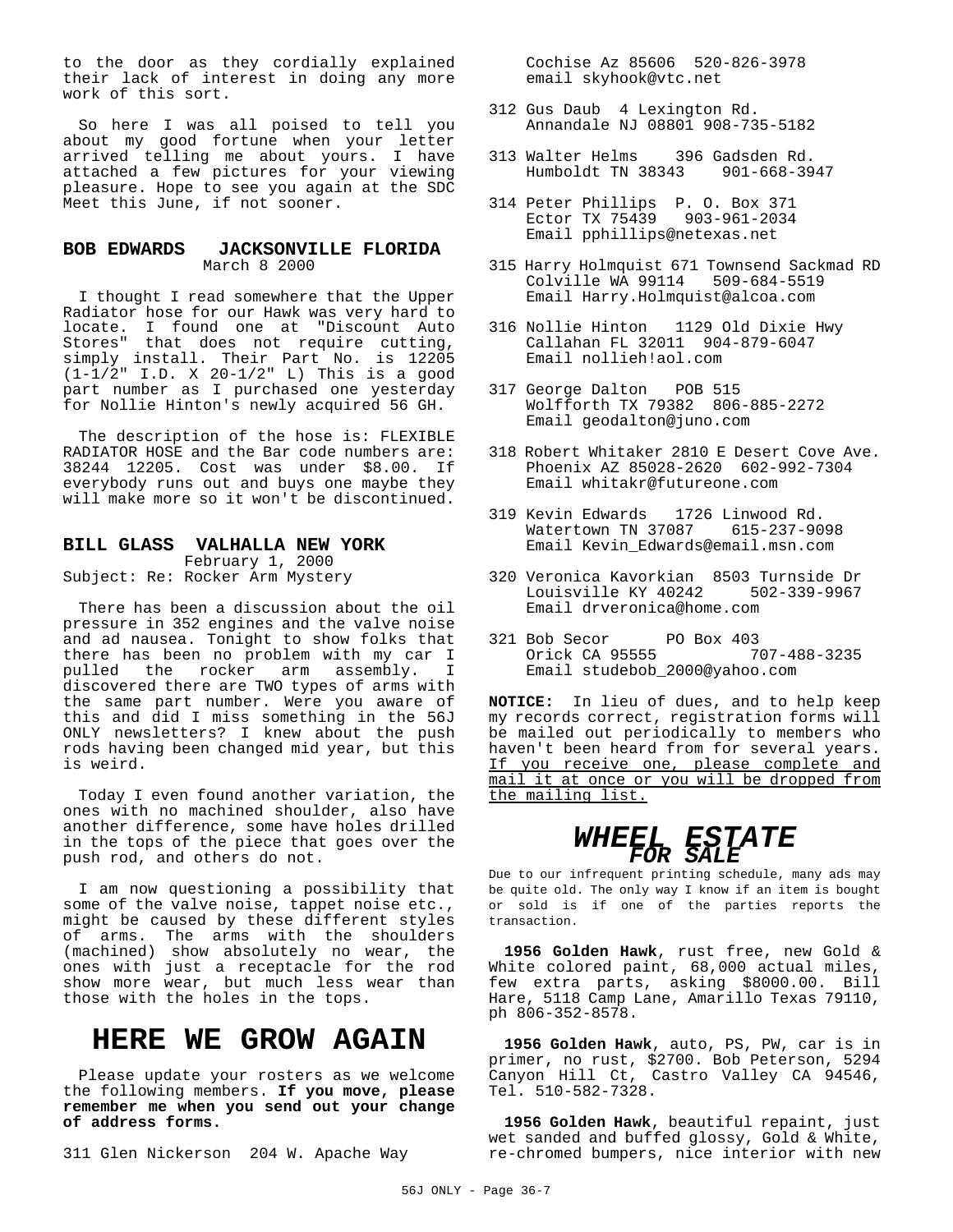to the door as they cordially explained their lack of interest in doing any more work of this sort.

So here I was all poised to tell you about my good fortune when your letter arrived telling me about yours. I have attached a few pictures for your viewing pleasure. Hope to see you again at the SDC Meet this June, if not sooner.

### BOB EDWARDS JACKSONVILLE FLORIDA
March 8 2000

I thought I read somewhere that the Upper Radiator hose for our Hawk was very hard to locate. I found one at "Discount Auto Stores" that does not require cutting, simply install. Their Part No. is 12205 (1-1/2" I.D. X 20-1/2" L) This is a good part number as I purchased one yesterday for Nollie Hinton's newly acquired 56 GH.

The description of the hose is: FLEXIBLE RADIATOR HOSE and the Bar code numbers are: 38244 12205. Cost was under $8.00. If everybody runs out and buys one maybe they will make more so it won't be discontinued.

### BILL GLASS VALHALLA NEW YORK
February 1, 2000
Subject: Re: Rocker Arm Mystery

There has been a discussion about the oil pressure in 352 engines and the valve noise and ad nausea. Tonight to show folks that there has been no problem with my car I pulled the rocker arm assembly. I discovered there are TWO types of arms with the same part number. Were you aware of this and did I miss something in the 56J ONLY newsletters? I knew about the push rods having been changed mid year, but this is weird.

Today I even found another variation, the ones with no machined shoulder, also have another difference, some have holes drilled in the tops of the piece that goes over the push rod, and others do not.

I am now questioning a possibility that some of the valve noise, tappet noise etc., might be caused by these different styles of arms. The arms with the shoulders (machined) show absolutely no wear, the ones with just a receptacle for the rod show more wear, but much less wear than those with the holes in the tops.

# HERE WE GROW AGAIN

Please update your rosters as we welcome the following members. **If you move, please remember me when you send out your change of address forms.**

311 Glen Nickerson 204 W. Apache Way
Cochise Az 85606 520-826-3978
email skyhook@vtc.net

312 Gus Daub 4 Lexington Rd.
Annandale NJ 08801 908-735-5182

313 Walter Helms 396 Gadsden Rd.
Humboldt TN 38343 901-668-3947

314 Peter Phillips P. O. Box 371
Ector TX 75439 903-961-2034
Email pphillips@netexas.net

315 Harry Holmquist 671 Townsend Sackmad RD
Colville WA 99114 509-684-5519
Email Harry.Holmquist@alcoa.com

316 Nollie Hinton 1129 Old Dixie Hwy
Callahan FL 32011 904-879-6047
Email nollieh!aol.com

317 George Dalton POB 515
Wolfforth TX 79382 806-885-2272
Email geodalton@juno.com

318 Robert Whitaker 2810 E Desert Cove Ave.
Phoenix AZ 85028-2620 602-992-7304
Email whitakr@futureone.com

319 Kevin Edwards 1726 Linwood Rd.
Watertown TN 37087 615-237-9098
Email Kevin_Edwards@email.msn.com

320 Veronica Kavorkian 8503 Turnside Dr
Louisville KY 40242 502-339-9967
Email drveronica@home.com

321 Bob Secor PO Box 403
Orick CA 95555 707-488-3235
Email studebob_2000@yahoo.com

**NOTICE:** In lieu of dues, and to help keep my records correct, registration forms will be mailed out periodically to members who haven't been heard from for several years. If you receive one, please complete and mail it at once or you will be dropped from the mailing list.

# *WHEEL ESTATE*
## *FOR SALE*

Due to our infrequent printing schedule, many ads may be quite old. The only way I know if an item is bought or sold is if one of the parties reports the transaction.

**1956 Golden Hawk**, rust free, new Gold & White colored paint, 68,000 actual miles, few extra parts, asking $8000.00. Bill Hare, 5118 Camp Lane, Amarillo Texas 79110, ph 806-352-8578.

**1956 Golden Hawk**, auto, PS, PW, car is in primer, no rust, $2700. Bob Peterson, 5294 Canyon Hill Ct, Castro Valley CA 94546, Tel. 510-582-7328.

**1956 Golden Hawk**, beautiful repaint, just wet sanded and buffed glossy, Gold & White, re-chromed bumpers, nice interior with new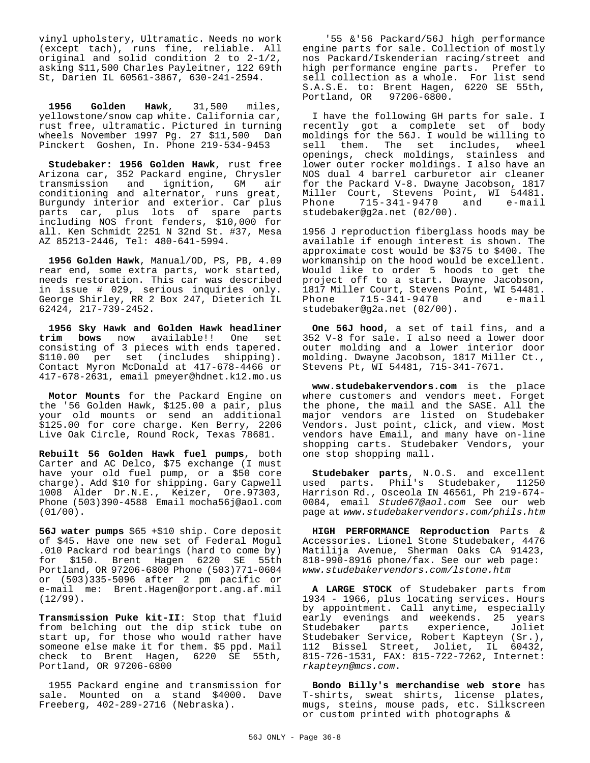vinyl upholstery, Ultramatic. Needs no work (except tach), runs fine, reliable. All original and solid condition 2 to 2-1/2, asking $11,500 Charles Payleitner, 122 69th St, Darien IL 60561-3867, 630-241-2594.

**1956 Golden Hawk**, 31,500 miles, yellowstone/snow cap white. California car, rust free, ultramatic. Pictured in turning wheels November 1997 Pg. 27 $11,500 Dan Pinckert Goshen, In. Phone 219-534-9453

**Studebaker: 1956 Golden Hawk**, rust free Arizona car, 352 Packard engine, Chrysler transmission and ignition, GM air conditioning and alternator, runs great, Burgundy interior and exterior. Car plus parts car, plus lots of spare parts including NOS front fenders, $10,000 for all. Ken Schmidt 2251 N 32nd St. #37, Mesa AZ 85213-2446, Tel: 480-641-5994.

**1956 Golden Hawk**, Manual/OD, PS, PB, 4.09 rear end, some extra parts, work started, needs restoration. This car was described in issue # 029, serious inquiries only. George Shirley, RR 2 Box 247, Dieterich IL 62424, 217-739-2452.

**1956 Sky Hawk and Golden Hawk headliner trim bows** now available!! One set consisting of 3 pieces with ends tapered. $110.00 per set (includes shipping). Contact Myron McDonald at 417-678-4466 or 417-678-2631, email pmeyer@hdnet.k12.mo.us

**Motor Mounts** for the Packard Engine on the '56 Golden Hawk, $125.00 a pair, plus your old mounts or send an additional $125.00 for core charge. Ken Berry, 2206 Live Oak Circle, Round Rock, Texas 78681.

**Rebuilt 56 Golden Hawk fuel pumps**, both Carter and AC Delco, $75 exchange (I must have your old fuel pump, or a $50 core charge). Add $10 for shipping. Gary Capwell 1008 Alder Dr.N.E., Keizer, Ore.97303, Phone (503)390-4588 Email mocha56j@aol.com (01/00).

**56J water pumps** $65 +$10 ship. Core deposit of $45. Have one new set of Federal Mogul .010 Packard rod bearings (hard to come by) for $150. Brent Hagen 6220 SE 55th Portland, OR 97206-6800 Phone (503)771-0604 or (503)335-5096 after 2 pm pacific or e-mail me: Brent.Hagen@orport.ang.af.mil (12/99).

**Transmission Puke kit-II**: Stop that fluid from belching out the dip stick tube on start up, for those who would rather have someone else make it for them. $5 ppd. Mail check to Brent Hagen, 6220 SE 55th, Portland, OR 97206-6800

1955 Packard engine and transmission for sale. Mounted on a stand $4000. Dave Freeberg, 402-289-2716 (Nebraska).

'55 &'56 Packard/56J high performance engine parts for sale. Collection of mostly nos Packard/Iskenderian racing/street and high performance engine parts. Prefer to sell collection as a whole. For list send S.A.S.E. to: Brent Hagen, 6220 SE 55th, Portland, OR 97206-6800.

I have the following GH parts for sale. I recently got a complete set of body moldings for the 56J. I would be willing to sell them. The set includes, wheel openings, check moldings, stainless and lower outer rocker moldings. I also have an NOS dual 4 barrel carburetor air cleaner for the Packard V-8. Dwayne Jacobson, 1817 Miller Court, Stevens Point, WI 54481. Phone 715-341-9470 and e-mail studebaker@g2a.net (02/00).

1956 J reproduction fiberglass hoods may be available if enough interest is shown. The approximate cost would be $375 to $400. The workmanship on the hood would be excellent. Would like to order 5 hoods to get the project off to a start. Dwayne Jacobson, 1817 Miller Court, Stevens Point, WI 54481. Phone 715-341-9470 and e-mail studebaker@g2a.net (02/00).

**One 56J hood**, a set of tail fins, and a 352 V-8 for sale. I also need a lower door outer molding and a lower interior door molding. Dwayne Jacobson, 1817 Miller Ct., Stevens Pt, WI 54481, 715-341-7671.

**www.studebakervendors.com** is the place where customers and vendors meet. Forget the phone, the mail and the SASE. All the major vendors are listed on Studebaker Vendors. Just point, click, and view. Most vendors have Email, and many have on-line shopping carts. Studebaker Vendors, your one stop shopping mall.

**Studebaker parts**, N.O.S. and excellent used parts. Phil's Studebaker, 11250 Harrison Rd., Osceola IN 46561, Ph 219-674-0084, email *Stude67@aol.com* See our web page at *www.studebakervendors.com/phils.htm*

**HIGH PERFORMANCE Reproduction** Parts & Accessories. Lionel Stone Studebaker, 4476 Matilija Avenue, Sherman Oaks CA 91423, 818-990-8916 phone/fax. See our web page: *www.studebakervendors.com/lstone.htm*

**A LARGE STOCK** of Studebaker parts from 1934 - 1966, plus locating services. Hours by appointment. Call anytime, especially early evenings and weekends. 25 years Studebaker parts experience, Joliet Studebaker Service, Robert Kapteyn (Sr.), 112 Bissel Street, Joliet, IL 60432, 815-726-1531, FAX: 815-722-7262, Internet: *rkapteyn@mcs.com*.

**Bondo Billy's merchandise web store** has T-shirts, sweat shirts, license plates, mugs, steins, mouse pads, etc. Silkscreen or custom printed with photographs &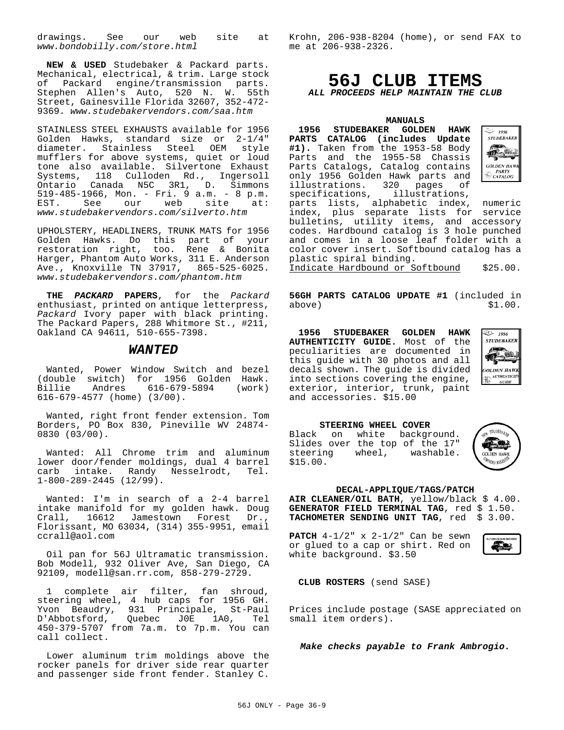drawings. See our web site at *www.bondobilly.com/store.html*

**NEW & USED** Studebaker & Packard parts. Mechanical, electrical, & trim. Large stock of Packard engine/transmission parts. Stephen Allen's Auto, 520 N. W. 55th Street, Gainesville Florida 32607, 352-472-9369. *www.studebakervendors.com/saa.htm*

STAINLESS STEEL EXHAUSTS available for 1956 Golden Hawks, standard size or 2-1/4" diameter. Stainless Steel OEM style mufflers for above systems, quiet or loud tone also available. Silvertone Exhaust Systems, 118 Culloden Rd., Ingersoll Ontario Canada N5C 3R1, D. Simmons 519-485-1966, Mon. - Fri. 9 a.m. - 8 p.m. EST. See our web site at: *www.studebakervendors.com/silverto.htm*

UPHOLSTERY, HEADLINERS, TRUNK MATS for 1956 Golden Hawks. Do this part of your restoration right, too. Rene & Bonita Harger, Phantom Auto Works, 311 E. Anderson Ave., Knoxville TN 37917, 865-525-6025. *www.studebakervendors.com/phantom.htm*

**THE *PACKARD* PAPERS**, for the *Packard* enthusiast, printed on antique letterpress, *Packard* Ivory paper with black printing. The Packard Papers, 288 Whitmore St., #211, Oakland CA 94611, 510-655-7398.

## *WANTED*

Wanted, Power Window Switch and bezel (double switch) for 1956 Golden Hawk. Billie Andres 616-679-5894 (work) 616-679-4577 (home) (3/00).

Wanted, right front fender extension. Tom Borders, PO Box 830, Pineville WV 24874-0830 (03/00).

Wanted: All Chrome trim and aluminum lower door/fender moldings, dual 4 barrel carb intake. Randy Nesselrodt, Tel. 1-800-289-2445 (12/99).

Wanted: I'm in search of a 2-4 barrel intake manifold for my golden hawk. Doug Crall, 16612 Jamestown Forest Dr., Florissant, MO 63034, (314) 355-9951, email ccrall@aol.com

Oil pan for 56J Ultramatic transmission. Bob Modell, 932 Oliver Ave, San Diego, CA 92109, modell@san.rr.com, 858-279-2729.

1 complete air filter, fan shroud, steering wheel, 4 hub caps for 1956 GH. Yvon Beaudry, 931 Principale, St-Paul D'Abbotsford, Quebec J0E 1A0, Tel 450-379-5707 from 7a.m. to 7p.m. You can call collect.

Lower aluminum trim moldings above the rocker panels for driver side rear quarter and passenger side front fender. Stanley C. Krohn, 206-938-8204 (home), or send FAX to me at 206-938-2326.

# 56J CLUB ITEMS

***ALL PROCEEDS HELP MAINTAIN THE CLUB***

### MANUALS

**1956 STUDEBAKER GOLDEN HAWK PARTS CATALOG (includes Update #1).** Taken from the 1953-58 Body Parts and the 1955-58 Chassis Parts Catalogs, Catalog contains only 1956 Golden Hawk parts and illustrations. 320 pages of specifications, illustrations, parts lists, alphabetic index, numeric index, plus separate lists for service bulletins, utility items, and accessory codes. Hardbound catalog is 3 hole punched and comes in a loose leaf folder with a color cover insert. Softbound catalog has a plastic spiral binding.
Indicate Hardbound or Softbound $25.00.

**56GH PARTS CATALOG UPDATE #1** (included in above) $1.00.

**1956 STUDEBAKER GOLDEN HAWK AUTHENTICITY GUIDE.** Most of the peculiarities are documented in this guide with 30 photos and all decals shown. The guide is divided into sections covering the engine, exterior, interior, trunk, paint and accessories. $15.00

### STEERING WHEEL COVER

Black on white background. Slides over the top of the 17" steering wheel, washable. $15.00.

### DECAL-APPLIQUE/TAGS/PATCH

**AIR CLEANER/OIL BATH**, yellow/black $ 4.00.
**GENERATOR FIELD TERMINAL TAG**, red $ 1.50.
**TACHOMETER SENDING UNIT TAG**, red $ 3.00.

**PATCH** 4-1/2" x 2-1/2" Can be sewn or glued to a cap or shirt. Red on white background. $3.50

**CLUB ROSTERS** (send SASE)

Prices include postage (SASE appreciated on small item orders).

***Make checks payable to Frank Ambrogio.***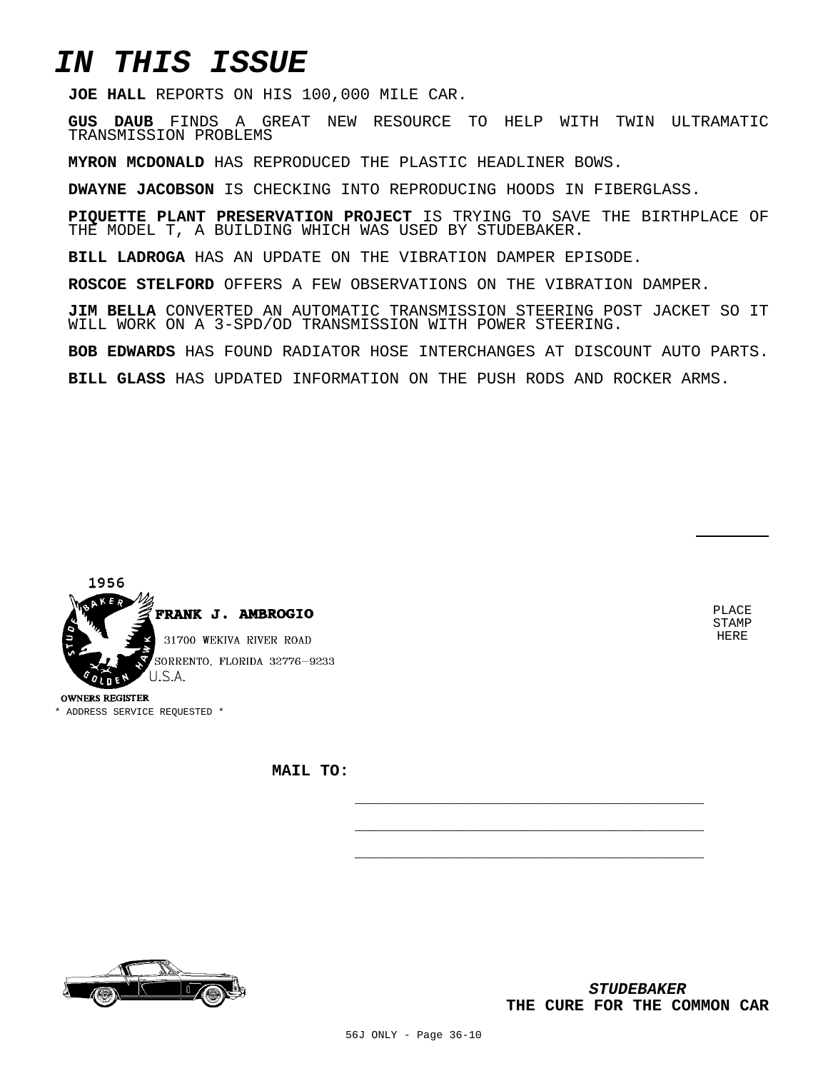# *IN THIS ISSUE*

**JOE HALL** REPORTS ON HIS 100,000 MILE CAR.

**GUS DAUB** FINDS A GREAT NEW RESOURCE TO HELP WITH TWIN ULTRAMATIC TRANSMISSION PROBLEMS

**MYRON MCDONALD** HAS REPRODUCED THE PLASTIC HEADLINER BOWS.

**DWAYNE JACOBSON** IS CHECKING INTO REPRODUCING HOODS IN FIBERGLASS.

**PIQUETTE PLANT PRESERVATION PROJECT** IS TRYING TO SAVE THE BIRTHPLACE OF THE MODEL T, A BUILDING WHICH WAS USED BY STUDEBAKER.

**BILL LADROGA** HAS AN UPDATE ON THE VIBRATION DAMPER EPISODE.

**ROSCOE STELFORD** OFFERS A FEW OBSERVATIONS ON THE VIBRATION DAMPER.

**JIM BELLA** CONVERTED AN AUTOMATIC TRANSMISSION STEERING POST JACKET SO IT WILL WORK ON A 3-SPD/OD TRANSMISSION WITH POWER STEERING.

**BOB EDWARDS** HAS FOUND RADIATOR HOSE INTERCHANGES AT DISCOUNT AUTO PARTS.

**BILL GLASS** HAS UPDATED INFORMATION ON THE PUSH RODS AND ROCKER ARMS.

1956
STUDEBAKER GOLDEN HAWK
OWNERS REGISTER

**FRANK J. AMBROGIO**
31700 WEKIVA RIVER ROAD
SORRENTO, FLORIDA 32776-9233
U.S.A.

\* ADDRESS SERVICE REQUESTED \*

PLACE
STAMP
HERE

**MAIL TO:**

\_\_\_\_\_\_\_\_\_\_\_\_\_\_\_\_\_\_\_\_\_\_\_\_\_\_\_\_\_\_\_\_\_\_\_\_\_\_\_\_

\_\_\_\_\_\_\_\_\_\_\_\_\_\_\_\_\_\_\_\_\_\_\_\_\_\_\_\_\_\_\_\_\_\_\_\_\_\_\_\_

\_\_\_\_\_\_\_\_\_\_\_\_\_\_\_\_\_\_\_\_\_\_\_\_\_\_\_\_\_\_\_\_\_\_\_\_\_\_\_\_

***STUDEBAKER***
**THE CURE FOR THE COMMON CAR**